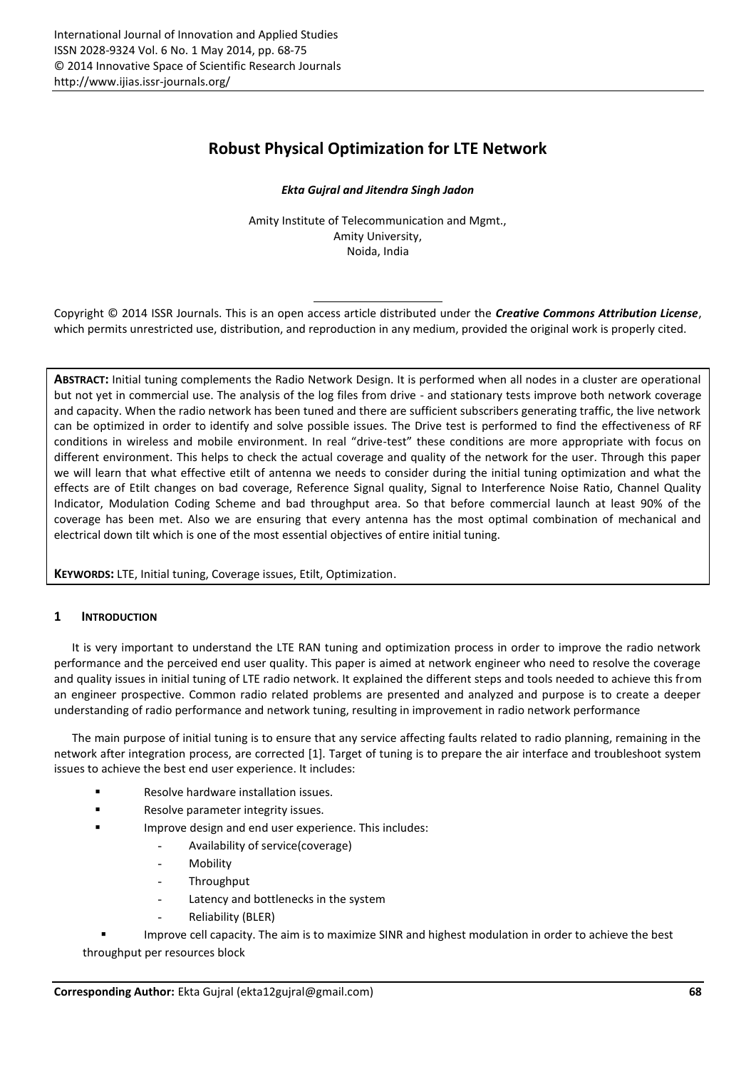# Robust Physical Optimization for LTE Network

***Ekta Gujral and Jitendra Singh Jadon***

Amity Institute of Telecommunication and Mgmt.,
Amity University,
Noida, India

Copyright © 2014 ISSR Journals. This is an open access article distributed under the ***Creative Commons Attribution License***, which permits unrestricted use, distribution, and reproduction in any medium, provided the original work is properly cited.

**ABSTRACT:** Initial tuning complements the Radio Network Design. It is performed when all nodes in a cluster are operational but not yet in commercial use. The analysis of the log files from drive - and stationary tests improve both network coverage and capacity. When the radio network has been tuned and there are sufficient subscribers generating traffic, the live network can be optimized in order to identify and solve possible issues. The Drive test is performed to find the effectiveness of RF conditions in wireless and mobile environment. In real "drive-test" these conditions are more appropriate with focus on different environment. This helps to check the actual coverage and quality of the network for the user. Through this paper we will learn that what effective etilt of antenna we needs to consider during the initial tuning optimization and what the effects are of Etilt changes on bad coverage, Reference Signal quality, Signal to Interference Noise Ratio, Channel Quality Indicator, Modulation Coding Scheme and bad throughput area. So that before commercial launch at least 90% of the coverage has been met. Also we are ensuring that every antenna has the most optimal combination of mechanical and electrical down tilt which is one of the most essential objectives of entire initial tuning.

**KEYWORDS:** LTE, Initial tuning, Coverage issues, Etilt, Optimization.

## 1 INTRODUCTION

It is very important to understand the LTE RAN tuning and optimization process in order to improve the radio network performance and the perceived end user quality. This paper is aimed at network engineer who need to resolve the coverage and quality issues in initial tuning of LTE radio network. It explained the different steps and tools needed to achieve this from an engineer prospective. Common radio related problems are presented and analyzed and purpose is to create a deeper understanding of radio performance and network tuning, resulting in improvement in radio network performance

The main purpose of initial tuning is to ensure that any service affecting faults related to radio planning, remaining in the network after integration process, are corrected [1]. Target of tuning is to prepare the air interface and troubleshoot system issues to achieve the best end user experience. It includes:

- Resolve hardware installation issues.
- Resolve parameter integrity issues.
- Improve design and end user experience. This includes:
  - Availability of service(coverage)
  - Mobility
  - Throughput
  - Latency and bottlenecks in the system
  - Reliability (BLER)
- Improve cell capacity. The aim is to maximize SINR and highest modulation in order to achieve the best throughput per resources block

**Corresponding Author:** Ekta Gujral (ekta12gujral@gmail.com)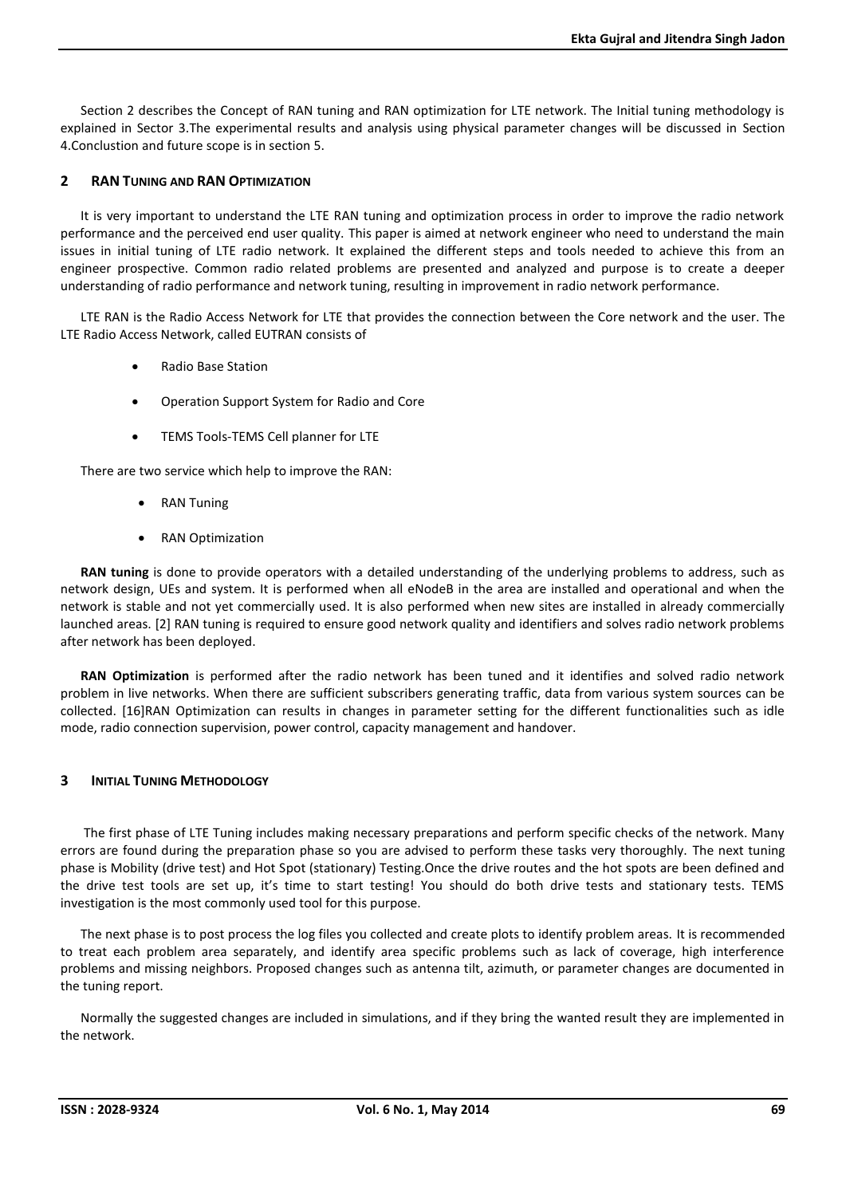Section 2 describes the Concept of RAN tuning and RAN optimization for LTE network. The Initial tuning methodology is explained in Sector 3.The experimental results and analysis using physical parameter changes will be discussed in Section 4.Conclustion and future scope is in section 5.

## 2 RAN Tuning and RAN Optimization

It is very important to understand the LTE RAN tuning and optimization process in order to improve the radio network performance and the perceived end user quality. This paper is aimed at network engineer who need to understand the main issues in initial tuning of LTE radio network. It explained the different steps and tools needed to achieve this from an engineer prospective. Common radio related problems are presented and analyzed and purpose is to create a deeper understanding of radio performance and network tuning, resulting in improvement in radio network performance.

LTE RAN is the Radio Access Network for LTE that provides the connection between the Core network and the user. The LTE Radio Access Network, called EUTRAN consists of

- Radio Base Station
- Operation Support System for Radio and Core
- TEMS Tools-TEMS Cell planner for LTE

There are two service which help to improve the RAN:

- RAN Tuning
- RAN Optimization

**RAN tuning** is done to provide operators with a detailed understanding of the underlying problems to address, such as network design, UEs and system. It is performed when all eNodeB in the area are installed and operational and when the network is stable and not yet commercially used. It is also performed when new sites are installed in already commercially launched areas. [2] RAN tuning is required to ensure good network quality and identifiers and solves radio network problems after network has been deployed.

**RAN Optimization** is performed after the radio network has been tuned and it identifies and solved radio network problem in live networks. When there are sufficient subscribers generating traffic, data from various system sources can be collected. [16]RAN Optimization can results in changes in parameter setting for the different functionalities such as idle mode, radio connection supervision, power control, capacity management and handover.

## 3 Initial Tuning Methodology

The first phase of LTE Tuning includes making necessary preparations and perform specific checks of the network. Many errors are found during the preparation phase so you are advised to perform these tasks very thoroughly. The next tuning phase is Mobility (drive test) and Hot Spot (stationary) Testing.Once the drive routes and the hot spots are been defined and the drive test tools are set up, it's time to start testing! You should do both drive tests and stationary tests. TEMS investigation is the most commonly used tool for this purpose.

The next phase is to post process the log files you collected and create plots to identify problem areas. It is recommended to treat each problem area separately, and identify area specific problems such as lack of coverage, high interference problems and missing neighbors. Proposed changes such as antenna tilt, azimuth, or parameter changes are documented in the tuning report.

Normally the suggested changes are included in simulations, and if they bring the wanted result they are implemented in the network.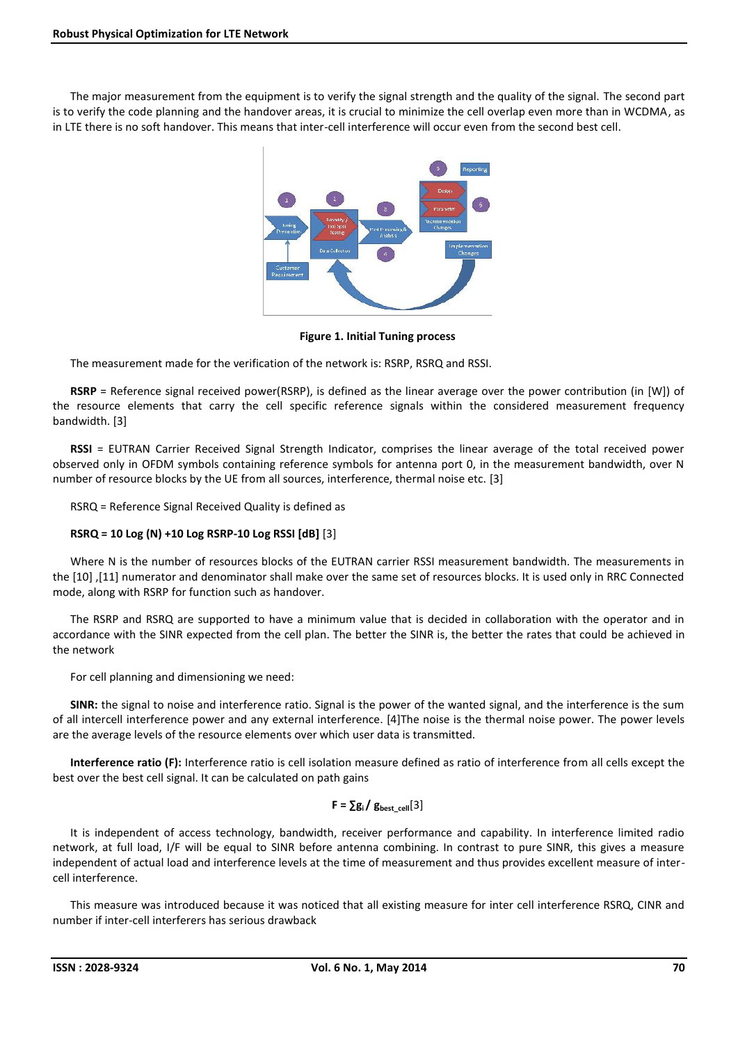The major measurement from the equipment is to verify the signal strength and the quality of the signal. The second part is to verify the code planning and the handover areas, it is crucial to minimize the cell overlap even more than in WCDMA, as in LTE there is no soft handover. This means that inter-cell interference will occur even from the second best cell.

**Figure 1. Initial Tuning process**

The measurement made for the verification of the network is: RSRP, RSRQ and RSSI.

**RSRP** = Reference signal received power(RSRP), is defined as the linear average over the power contribution (in [W]) of the resource elements that carry the cell specific reference signals within the considered measurement frequency bandwidth. [3]

**RSSI** = EUTRAN Carrier Received Signal Strength Indicator, comprises the linear average of the total received power observed only in OFDM symbols containing reference symbols for antenna port 0, in the measurement bandwidth, over N number of resource blocks by the UE from all sources, interference, thermal noise etc. [3]

RSRQ = Reference Signal Received Quality is defined as

**RSRQ = 10 Log (N) +10 Log RSRP-10 Log RSSI [dB]** [3]

Where N is the number of resources blocks of the EUTRAN carrier RSSI measurement bandwidth. The measurements in the [10] ,[11] numerator and denominator shall make over the same set of resources blocks. It is used only in RRC Connected mode, along with RSRP for function such as handover.

The RSRP and RSRQ are supported to have a minimum value that is decided in collaboration with the operator and in accordance with the SINR expected from the cell plan. The better the SINR is, the better the rates that could be achieved in the network

For cell planning and dimensioning we need:

**SINR:** the signal to noise and interference ratio. Signal is the power of the wanted signal, and the interference is the sum of all intercell interference power and any external interference. [4]The noise is the thermal noise power. The power levels are the average levels of the resource elements over which user data is transmitted.

**Interference ratio (F):** Interference ratio is cell isolation measure defined as ratio of interference from all cells except the best over the best cell signal. It can be calculated on path gains

$$F = \sum g_i / g_{best\_cell} [3]$$

It is independent of access technology, bandwidth, receiver performance and capability. In interference limited radio network, at full load, I/F will be equal to SINR before antenna combining. In contrast to pure SINR, this gives a measure independent of actual load and interference levels at the time of measurement and thus provides excellent measure of inter-cell interference.

This measure was introduced because it was noticed that all existing measure for inter cell interference RSRQ, CINR and number if inter-cell interferers has serious drawback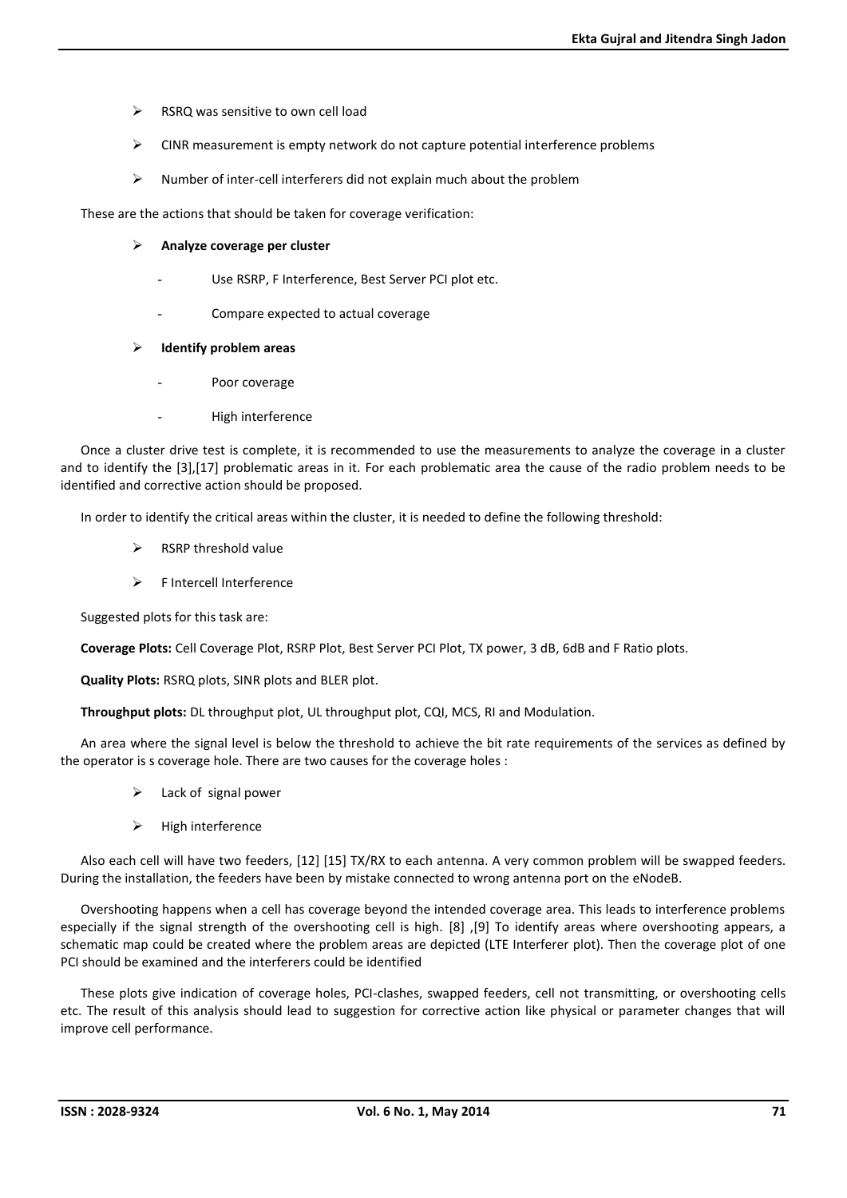- RSRQ was sensitive to own cell load
- CINR measurement is empty network do not capture potential interference problems
- Number of inter-cell interferers did not explain much about the problem

These are the actions that should be taken for coverage verification:

- **Analyze coverage per cluster**
  - Use RSRP, F Interference, Best Server PCI plot etc.
  - Compare expected to actual coverage
- **Identify problem areas**
  - Poor coverage
  - High interference

Once a cluster drive test is complete, it is recommended to use the measurements to analyze the coverage in a cluster and to identify the [3],[17] problematic areas in it. For each problematic area the cause of the radio problem needs to be identified and corrective action should be proposed.

In order to identify the critical areas within the cluster, it is needed to define the following threshold:

- RSRP threshold value
- F Intercell Interference

Suggested plots for this task are:

**Coverage Plots:** Cell Coverage Plot, RSRP Plot, Best Server PCI Plot, TX power, 3 dB, 6dB and F Ratio plots.

**Quality Plots:** RSRQ plots, SINR plots and BLER plot.

**Throughput plots:** DL throughput plot, UL throughput plot, CQI, MCS, RI and Modulation.

An area where the signal level is below the threshold to achieve the bit rate requirements of the services as defined by the operator is s coverage hole. There are two causes for the coverage holes :

- Lack of signal power
- High interference

Also each cell will have two feeders, [12] [15] TX/RX to each antenna. A very common problem will be swapped feeders. During the installation, the feeders have been by mistake connected to wrong antenna port on the eNodeB.

Overshooting happens when a cell has coverage beyond the intended coverage area. This leads to interference problems especially if the signal strength of the overshooting cell is high. [8] ,[9] To identify areas where overshooting appears, a schematic map could be created where the problem areas are depicted (LTE Interferer plot). Then the coverage plot of one PCI should be examined and the interferers could be identified

These plots give indication of coverage holes, PCI-clashes, swapped feeders, cell not transmitting, or overshooting cells etc. The result of this analysis should lead to suggestion for corrective action like physical or parameter changes that will improve cell performance.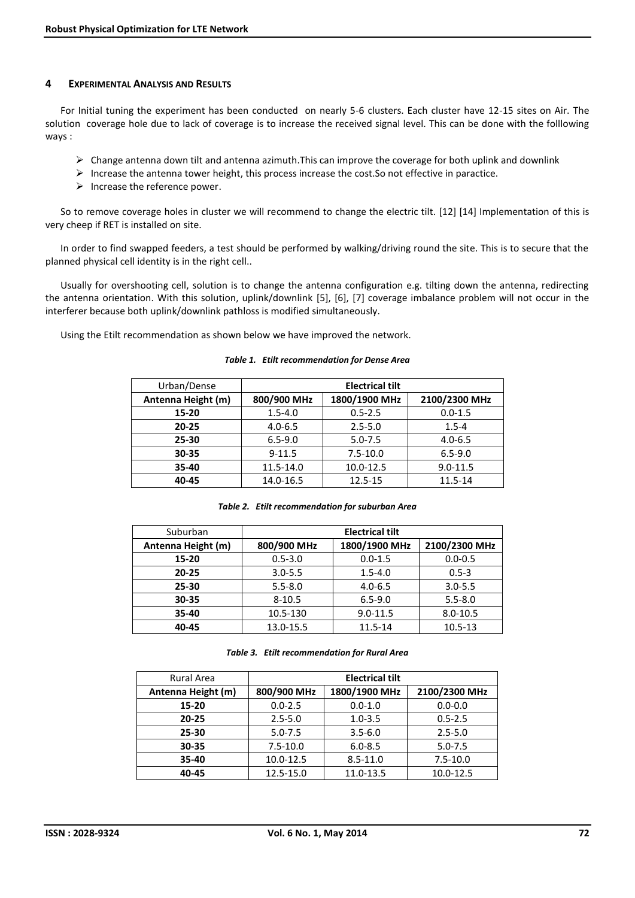## 4 Experimental Analysis and Results

For Initial tuning the experiment has been conducted on nearly 5-6 clusters. Each cluster have 12-15 sites on Air. The solution coverage hole due to lack of coverage is to increase the received signal level. This can be done with the folllowing ways :

- Change antenna down tilt and antenna azimuth.This can improve the coverage for both uplink and downlink
- Increase the antenna tower height, this process increase the cost.So not effective in paractice.
- Increase the reference power.

So to remove coverage holes in cluster we will recommend to change the electric tilt. [12] [14] Implementation of this is very cheep if RET is installed on site.

In order to find swapped feeders, a test should be performed by walking/driving round the site. This is to secure that the planned physical cell identity is in the right cell..

Usually for overshooting cell, solution is to change the antenna configuration e.g. tilting down the antenna, redirecting the antenna orientation. With this solution, uplink/downlink [5], [6], [7] coverage imbalance problem will not occur in the interferer because both uplink/downlink pathloss is modified simultaneously.

Using the Etilt recommendation as shown below we have improved the network.

*Table 1. Etilt recommendation for Dense Area*

| Urban/Dense | **Electrical tilt** | | |
|---|---|---|---|
| **Antenna Height (m)** | **800/900 MHz** | **1800/1900 MHz** | **2100/2300 MHz** |
| **15-20** | 1.5-4.0 | 0.5-2.5 | 0.0-1.5 |
| **20-25** | 4.0-6.5 | 2.5-5.0 | 1.5-4 |
| **25-30** | 6.5-9.0 | 5.0-7.5 | 4.0-6.5 |
| **30-35** | 9-11.5 | 7.5-10.0 | 6.5-9.0 |
| **35-40** | 11.5-14.0 | 10.0-12.5 | 9.0-11.5 |
| **40-45** | 14.0-16.5 | 12.5-15 | 11.5-14 |

*Table 2. Etilt recommendation for suburban Area*

| Suburban | **Electrical tilt** | | |
|---|---|---|---|
| **Antenna Height (m)** | **800/900 MHz** | **1800/1900 MHz** | **2100/2300 MHz** |
| **15-20** | 0.5-3.0 | 0.0-1.5 | 0.0-0.5 |
| **20-25** | 3.0-5.5 | 1.5-4.0 | 0.5-3 |
| **25-30** | 5.5-8.0 | 4.0-6.5 | 3.0-5.5 |
| **30-35** | 8-10.5 | 6.5-9.0 | 5.5-8.0 |
| **35-40** | 10.5-130 | 9.0-11.5 | 8.0-10.5 |
| **40-45** | 13.0-15.5 | 11.5-14 | 10.5-13 |

*Table 3. Etilt recommendation for Rural Area*

| Rural Area | **Electrical tilt** | | |
|---|---|---|---|
| **Antenna Height (m)** | **800/900 MHz** | **1800/1900 MHz** | **2100/2300 MHz** |
| **15-20** | 0.0-2.5 | 0.0-1.0 | 0.0-0.0 |
| **20-25** | 2.5-5.0 | 1.0-3.5 | 0.5-2.5 |
| **25-30** | 5.0-7.5 | 3.5-6.0 | 2.5-5.0 |
| **30-35** | 7.5-10.0 | 6.0-8.5 | 5.0-7.5 |
| **35-40** | 10.0-12.5 | 8.5-11.0 | 7.5-10.0 |
| **40-45** | 12.5-15.0 | 11.0-13.5 | 10.0-12.5 |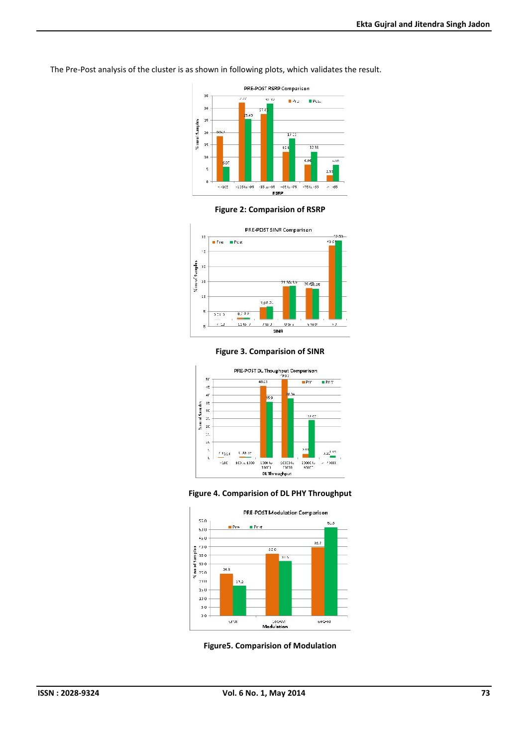The Pre-Post analysis of the cluster is as shown in following plots, which validates the result.

**Figure 2: Comparision of RSRP**

**Figure 3. Comparision of SINR**

**Figure 4. Comparision of DL PHY Throughput**

**Figure5. Comparision of Modulation**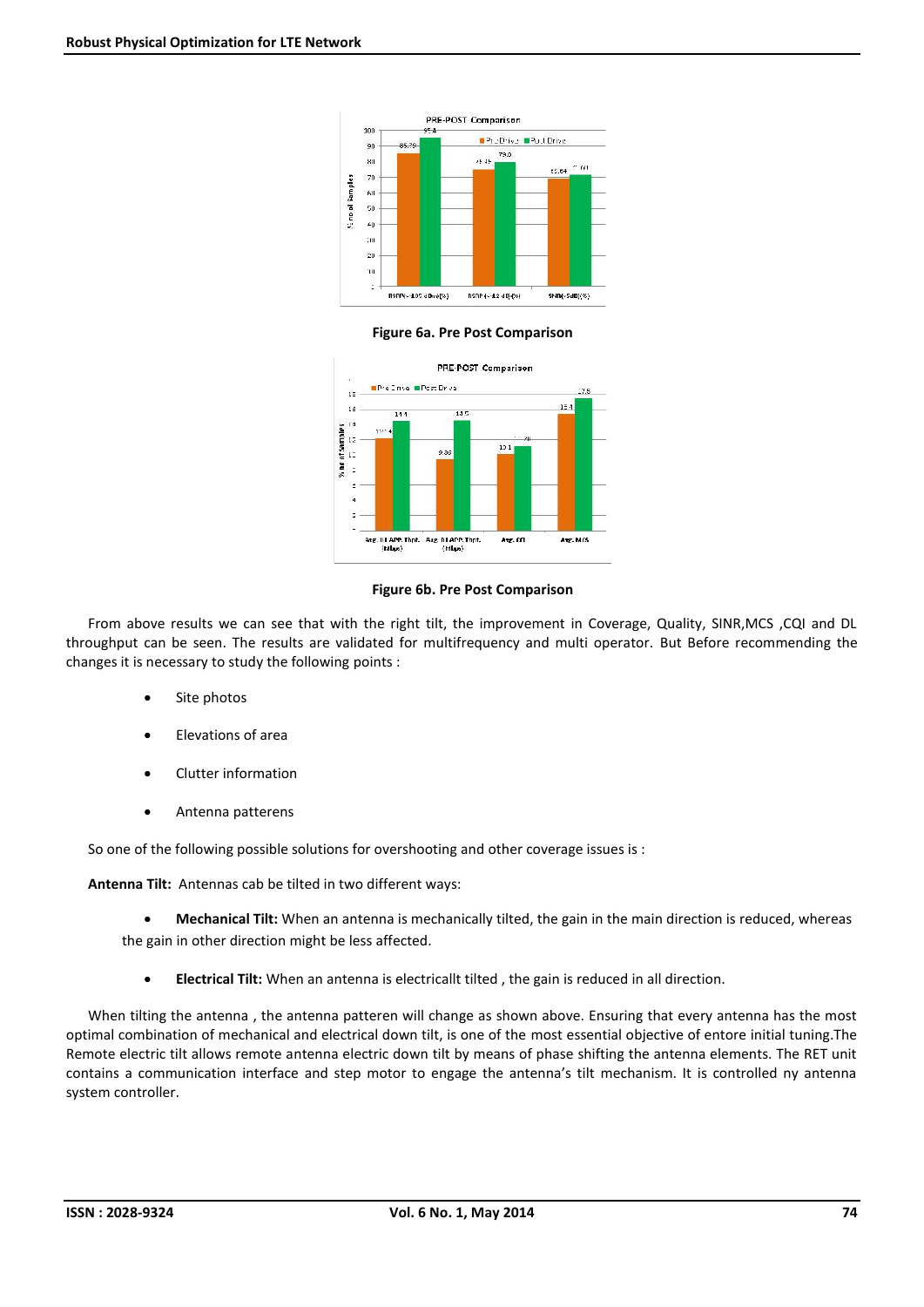**Figure 6a. Pre Post Comparison**

**Figure 6b. Pre Post Comparison**

From above results we can see that with the right tilt, the improvement in Coverage, Quality, SINR,MCS ,CQI and DL throughput can be seen. The results are validated for multifrequency and multi operator. But Before recommending the changes it is necessary to study the following points :

- Site photos
- Elevations of area
- Clutter information
- Antenna patterens

So one of the following possible solutions for overshooting and other coverage issues is :

**Antenna Tilt:** Antennas cab be tilted in two different ways:

- **Mechanical Tilt:** When an antenna is mechanically tilted, the gain in the main direction is reduced, whereas the gain in other direction might be less affected.
- **Electrical Tilt:** When an antenna is electricallt tilted , the gain is reduced in all direction.

When tilting the antenna , the antenna patteren will change as shown above. Ensuring that every antenna has the most optimal combination of mechanical and electrical down tilt, is one of the most essential objective of entore initial tuning.The Remote electric tilt allows remote antenna electric down tilt by means of phase shifting the antenna elements. The RET unit contains a communication interface and step motor to engage the antenna's tilt mechanism. It is controlled ny antenna system controller.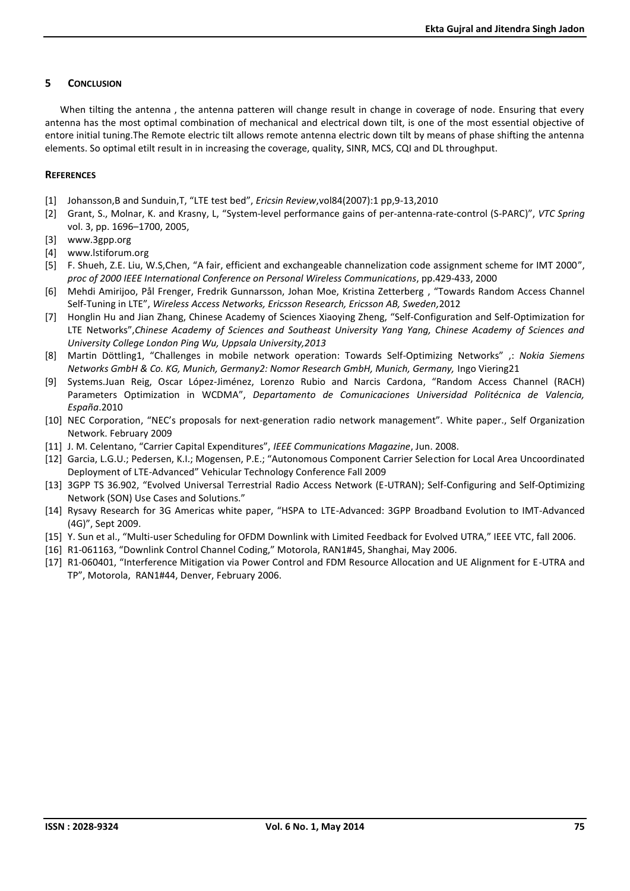## 5 CONCLUSION

When tilting the antenna , the antenna patteren will change result in change in coverage of node. Ensuring that every antenna has the most optimal combination of mechanical and electrical down tilt, is one of the most essential objective of entore initial tuning.The Remote electric tilt allows remote antenna electric down tilt by means of phase shifting the antenna elements. So optimal etilt result in in increasing the coverage, quality, SINR, MCS, CQI and DL throughput.

## REFERENCES

[1] Johansson,B and Sunduin,T, "LTE test bed", *Ericsin Review*,vol84(2007):1 pp,9-13,2010

[2] Grant, S., Molnar, K. and Krasny, L, "System-level performance gains of per-antenna-rate-control (S-PARC)", *VTC Spring* vol. 3, pp. 1696–1700, 2005,

[3] www.3gpp.org

[4] www.lstiforum.org

[5] F. Shueh, Z.E. Liu, W.S,Chen, "A fair, efficient and exchangeable channelization code assignment scheme for IMT 2000", *proc of 2000 IEEE International Conference on Personal Wireless Communications*, pp.429-433, 2000

[6] Mehdi Amirijoo, Pål Frenger, Fredrik Gunnarsson, Johan Moe, Kristina Zetterberg , "Towards Random Access Channel Self-Tuning in LTE", *Wireless Access Networks, Ericsson Research, Ericsson AB, Sweden,*2012

[7] Honglin Hu and Jian Zhang, Chinese Academy of Sciences Xiaoying Zheng, "Self-Configuration and Self-Optimization for LTE Networks",*Chinese Academy of Sciences and Southeast University Yang Yang, Chinese Academy of Sciences and University College London Ping Wu, Uppsala University,2013*

[8] Martin Döttling1, "Challenges in mobile network operation: Towards Self-Optimizing Networks" ,: *Nokia Siemens Networks GmbH & Co. KG, Munich, Germany2: Nomor Research GmbH, Munich, Germany,* Ingo Viering21

[9] Systems.Juan Reig, Oscar López-Jiménez, Lorenzo Rubio and Narcis Cardona, "Random Access Channel (RACH) Parameters Optimization in WCDMA", *Departamento de Comunicaciones Universidad Politécnica de Valencia, España*.2010

[10] NEC Corporation, "NEC's proposals for next-generation radio network management". White paper., Self Organization Network. February 2009

[11] J. M. Celentano, "Carrier Capital Expenditures", *IEEE Communications Magazine*, Jun. 2008.

[12] Garcia, L.G.U.; Pedersen, K.I.; Mogensen, P.E.; "Autonomous Component Carrier Selection for Local Area Uncoordinated Deployment of LTE-Advanced" Vehicular Technology Conference Fall 2009

[13] 3GPP TS 36.902, "Evolved Universal Terrestrial Radio Access Network (E-UTRAN); Self-Configuring and Self-Optimizing Network (SON) Use Cases and Solutions."

[14] Rysavy Research for 3G Americas white paper, "HSPA to LTE-Advanced: 3GPP Broadband Evolution to IMT-Advanced (4G)", Sept 2009.

[15] Y. Sun et al., "Multi-user Scheduling for OFDM Downlink with Limited Feedback for Evolved UTRA," IEEE VTC, fall 2006.

[16] R1-061163, "Downlink Control Channel Coding," Motorola, RAN1#45, Shanghai, May 2006.

[17] R1-060401, "Interference Mitigation via Power Control and FDM Resource Allocation and UE Alignment for E-UTRA and TP", Motorola, RAN1#44, Denver, February 2006.